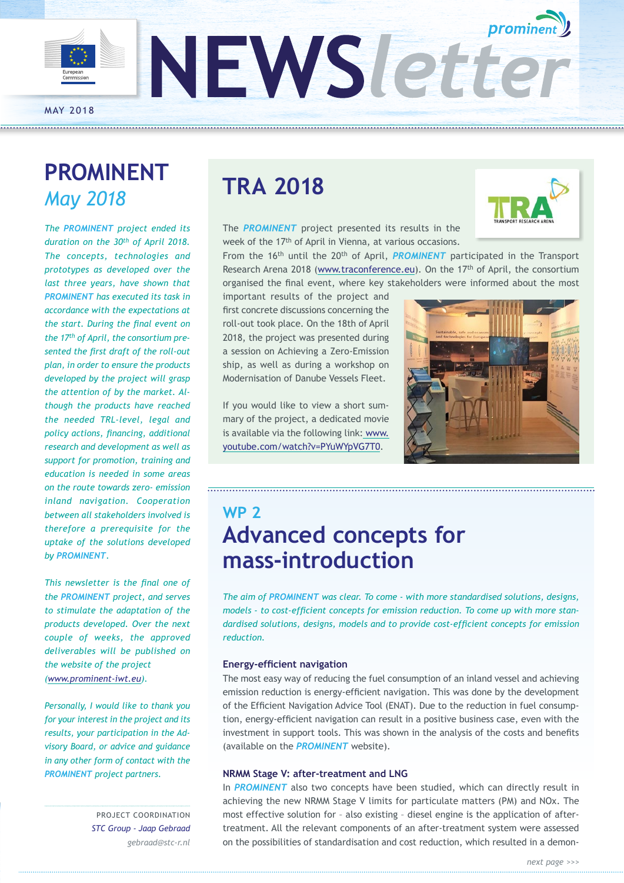# NEWSletter

MAY 2018

## PROMINENT *May 2018*

*The **PROMINENT** project ended its duration on the 30th of April 2018. The concepts, technologies and prototypes as developed over the last three years, have shown that **PROMINENT** has executed its task in accordance with the expectations at the start. During the final event on the 17th of April, the consortium presented the first draft of the roll-out plan, in order to ensure the products developed by the project will grasp the attention of by the market. Although the products have reached the needed TRL-level, legal and policy actions, financing, additional research and development as well as support for promotion, training and education is needed in some areas on the route towards zero- emission inland navigation. Cooperation between all stakeholders involved is therefore a prerequisite for the uptake of the solutions developed by **PROMINENT**.*

*This newsletter is the final one of the **PROMINENT** project, and serves to stimulate the adaptation of the products developed. Over the next couple of weeks, the approved deliverables will be published on the website of the project (www.prominent-iwt.eu).*

*Personally, I would like to thank you for your interest in the project and its results, your participation in the Advisory Board, or advice and guidance in any other form of contact with the **PROMINENT** project partners.*

PROJECT COORDINATION
*STC Group - Jaap Gebraad*
*gebraad@stc-r.nl*

## TRA 2018

The ***PROMINENT*** project presented its results in the week of the 17th of April in Vienna, at various occasions. From the 16th until the 20th of April, ***PROMINENT*** participated in the Transport Research Arena 2018 (www.traconference.eu). On the 17th of April, the consortium organised the final event, where key stakeholders were informed about the most important results of the project and first concrete discussions concerning the roll-out took place. On the 18th of April 2018, the project was presented during a session on Achieving a Zero-Emission ship, as well as during a workshop on Modernisation of Danube Vessels Fleet.

If you would like to view a short summary of the project, a dedicated movie is available via the following link: www.youtube.com/watch?v=PYuWYpVG7T0.

## WP 2
## Advanced concepts for mass-introduction

*The aim of **PROMINENT** was clear. To come - with more standardised solutions, designs, models - to cost-efficient concepts for emission reduction. To come up with more standardised solutions, designs, models and to provide cost-efficient concepts for emission reduction.*

### Energy-efficient navigation

The most easy way of reducing the fuel consumption of an inland vessel and achieving emission reduction is energy-efficient navigation. This was done by the development of the Efficient Navigation Advice Tool (ENAT). Due to the reduction in fuel consumption, energy-efficient navigation can result in a positive business case, even with the investment in support tools. This was shown in the analysis of the costs and benefits (available on the ***PROMINENT*** website).

### NRMM Stage V: after-treatment and LNG

In ***PROMINENT*** also two concepts have been studied, which can directly result in achieving the new NRMM Stage V limits for particulate matters (PM) and NOx. The most effective solution for – also existing – diesel engine is the application of after-treatment. All the relevant components of an after-treatment system were assessed on the possibilities of standardisation and cost reduction, which resulted in a demon-

*next page >>>*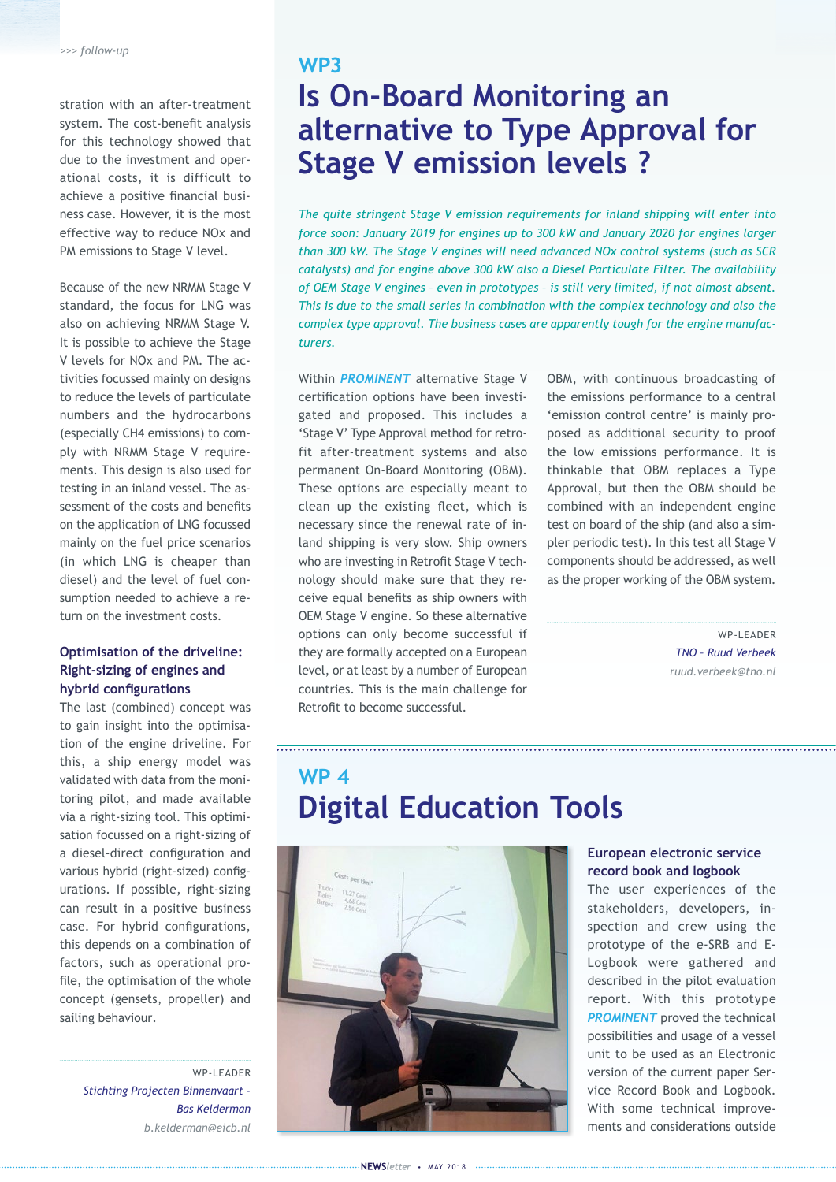stration with an after-treatment system. The cost-benefit analysis for this technology showed that due to the investment and operational costs, it is difficult to achieve a positive financial business case. However, it is the most effective way to reduce NOx and PM emissions to Stage V level.

Because of the new NRMM Stage V standard, the focus for LNG was also on achieving NRMM Stage V. It is possible to achieve the Stage V levels for NOx and PM. The activities focussed mainly on designs to reduce the levels of particulate numbers and the hydrocarbons (especially CH4 emissions) to comply with NRMM Stage V requirements. This design is also used for testing in an inland vessel. The assessment of the costs and benefits on the application of LNG focussed mainly on the fuel price scenarios (in which LNG is cheaper than diesel) and the level of fuel consumption needed to achieve a return on the investment costs.

### Optimisation of the driveline: Right-sizing of engines and hybrid configurations

The last (combined) concept was to gain insight into the optimisation of the engine driveline. For this, a ship energy model was validated with data from the monitoring pilot, and made available via a right-sizing tool. This optimisation focussed on a right-sizing of a diesel-direct configuration and various hybrid (right-sized) configurations. If possible, right-sizing can result in a positive business case. For hybrid configurations, this depends on a combination of factors, such as operational profile, the optimisation of the whole concept (gensets, propeller) and sailing behaviour.

WP-LEADER
*Stichting Projecten Binnenvaart - Bas Kelderman*
*b.kelderman@eicb.nl*

## WP3
# Is On-Board Monitoring an alternative to Type Approval for Stage V emission levels ?

*The quite stringent Stage V emission requirements for inland shipping will enter into force soon: January 2019 for engines up to 300 kW and January 2020 for engines larger than 300 kW. The Stage V engines will need advanced NOx control systems (such as SCR catalysts) and for engine above 300 kW also a Diesel Particulate Filter. The availability of OEM Stage V engines - even in prototypes - is still very limited, if not almost absent. This is due to the small series in combination with the complex technology and also the complex type approval. The business cases are apparently tough for the engine manufacturers.*

Within ***PROMINENT*** alternative Stage V certification options have been investigated and proposed. This includes a 'Stage V' Type Approval method for retrofit after-treatment systems and also permanent On-Board Monitoring (OBM). These options are especially meant to clean up the existing fleet, which is necessary since the renewal rate of inland shipping is very slow. Ship owners who are investing in Retrofit Stage V technology should make sure that they receive equal benefits as ship owners with OEM Stage V engine. So these alternative options can only become successful if they are formally accepted on a European level, or at least by a number of European countries. This is the main challenge for Retrofit to become successful.

OBM, with continuous broadcasting of the emissions performance to a central 'emission control centre' is mainly proposed as additional security to proof the low emissions performance. It is thinkable that OBM replaces a Type Approval, but then the OBM should be combined with an independent engine test on board of the ship (and also a simpler periodic test). In this test all Stage V components should be addressed, as well as the proper working of the OBM system.

WP-LEADER
*TNO - Ruud Verbeek*
*ruud.verbeek@tno.nl*

## WP 4
# Digital Education Tools

### European electronic service record book and logbook

The user experiences of the stakeholders, developers, inspection and crew using the prototype of the e-SRB and E-Logbook were gathered and described in the pilot evaluation report. With this prototype ***PROMINENT*** proved the technical possibilities and usage of a vessel unit to be used as an Electronic version of the current paper Service Record Book and Logbook. With some technical improvements and considerations outside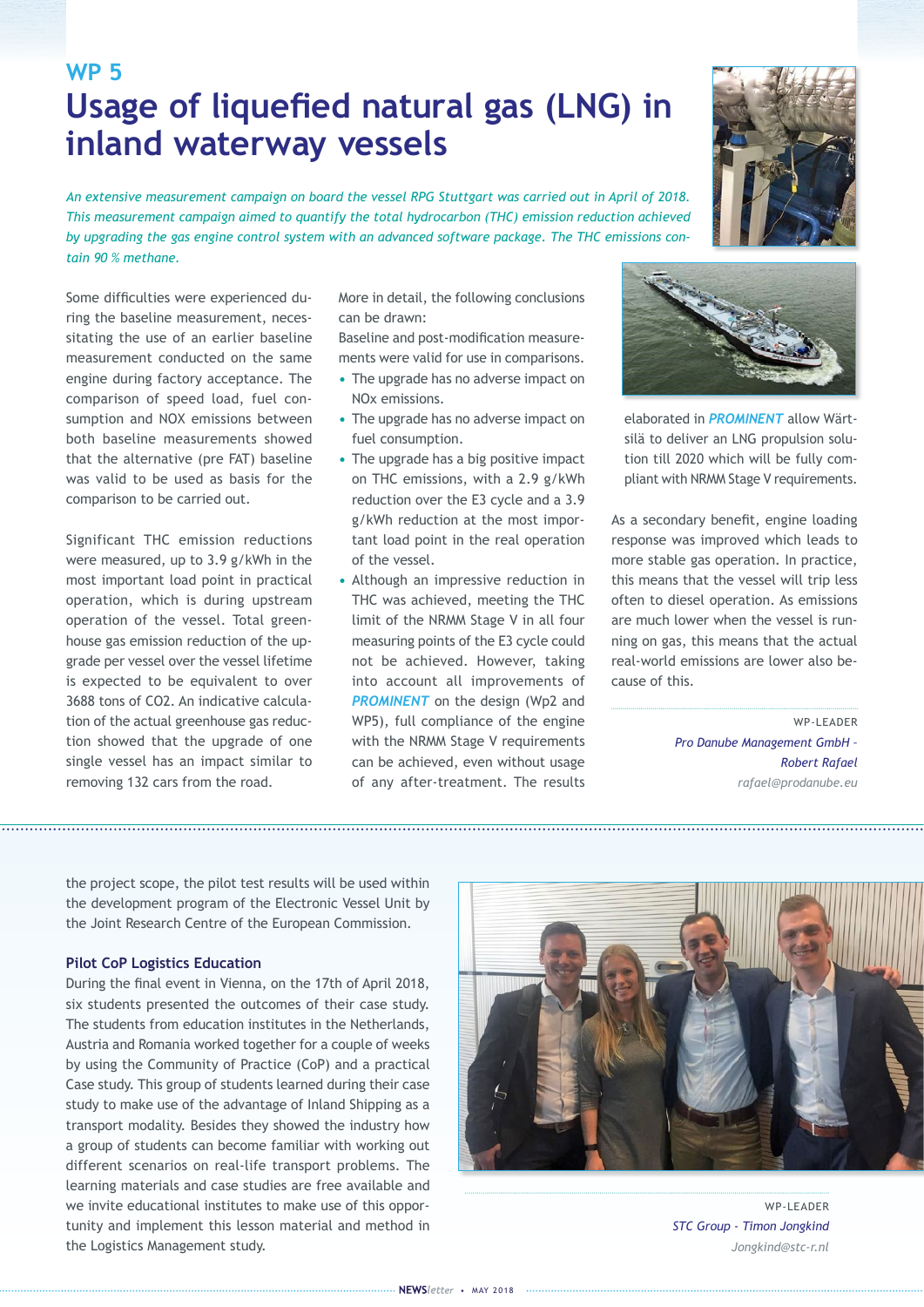## WP 5

# Usage of liquefied natural gas (LNG) in inland waterway vessels

*An extensive measurement campaign on board the vessel RPG Stuttgart was carried out in April of 2018. This measurement campaign aimed to quantify the total hydrocarbon (THC) emission reduction achieved by upgrading the gas engine control system with an advanced software package. The THC emissions contain 90 % methane.*

Some difficulties were experienced during the baseline measurement, necessitating the use of an earlier baseline measurement conducted on the same engine during factory acceptance. The comparison of speed load, fuel consumption and NOX emissions between both baseline measurements showed that the alternative (pre FAT) baseline was valid to be used as basis for the comparison to be carried out.

Significant THC emission reductions were measured, up to 3.9 g/kWh in the most important load point in practical operation, which is during upstream operation of the vessel. Total greenhouse gas emission reduction of the upgrade per vessel over the vessel lifetime is expected to be equivalent to over 3688 tons of CO2. An indicative calculation of the actual greenhouse gas reduction showed that the upgrade of one single vessel has an impact similar to removing 132 cars from the road.

More in detail, the following conclusions can be drawn:
Baseline and post-modification measurements were valid for use in comparisons.

- The upgrade has no adverse impact on NOx emissions.
- The upgrade has no adverse impact on fuel consumption.
- The upgrade has a big positive impact on THC emissions, with a 2.9 g/kWh reduction over the E3 cycle and a 3.9 g/kWh reduction at the most important load point in the real operation of the vessel.
- Although an impressive reduction in THC was achieved, meeting the THC limit of the NRMM Stage V in all four measuring points of the E3 cycle could not be achieved. However, taking into account all improvements of ***PROMINENT*** on the design (Wp2 and WP5), full compliance of the engine with the NRMM Stage V requirements can be achieved, even without usage of any after-treatment. The results elaborated in ***PROMINENT*** allow Wärtsilä to deliver an LNG propulsion solution till 2020 which will be fully compliant with NRMM Stage V requirements.

As a secondary benefit, engine loading response was improved which leads to more stable gas operation. In practice, this means that the vessel will trip less often to diesel operation. As emissions are much lower when the vessel is running on gas, this means that the actual real-world emissions are lower also because of this.

WP-LEADER
*Pro Danube Management GmbH – Robert Rafael*
*rafael@prodanube.eu*

---

the project scope, the pilot test results will be used within the development program of the Electronic Vessel Unit by the Joint Research Centre of the European Commission.

### Pilot CoP Logistics Education

During the final event in Vienna, on the 17th of April 2018, six students presented the outcomes of their case study. The students from education institutes in the Netherlands, Austria and Romania worked together for a couple of weeks by using the Community of Practice (CoP) and a practical Case study. This group of students learned during their case study to make use of the advantage of Inland Shipping as a transport modality. Besides they showed the industry how a group of students can become familiar with working out different scenarios on real-life transport problems. The learning materials and case studies are free available and we invite educational institutes to make use of this opportunity and implement this lesson material and method in the Logistics Management study.

WP-LEADER
*STC Group - Timon Jongkind*
*Jongkind@stc-r.nl*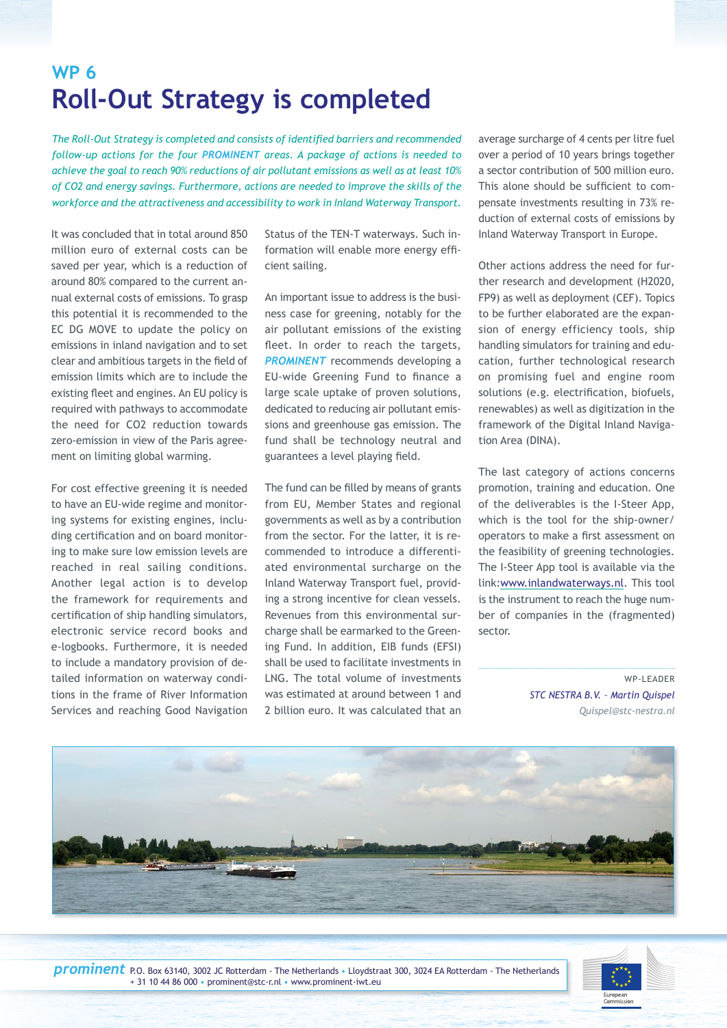## WP 6

# Roll-Out Strategy is completed

*The Roll-Out Strategy is completed and consists of identified barriers and recommended follow-up actions for the four **PROMINENT** areas. A package of actions is needed to achieve the goal to reach 90% reductions of air pollutant emissions as well as at least 10% of $CO_2$ and energy savings. Furthermore, actions are needed to improve the skills of the workforce and the attractiveness and accessibility to work in Inland Waterway Transport.*

It was concluded that in total around 850 million euro of external costs can be saved per year, which is a reduction of around 80% compared to the current annual external costs of emissions. To grasp this potential it is recommended to the EC DG MOVE to update the policy on emissions in inland navigation and to set clear and ambitious targets in the field of emission limits which are to include the existing fleet and engines. An EU policy is required with pathways to accommodate the need for $CO_2$ reduction towards zero-emission in view of the Paris agreement on limiting global warming.

For cost effective greening it is needed to have an EU-wide regime and monitoring systems for existing engines, including certification and on board monitoring to make sure low emission levels are reached in real sailing conditions. Another legal action is to develop the framework for requirements and certification of ship handling simulators, electronic service record books and e-logbooks. Furthermore, it is needed to include a mandatory provision of detailed information on waterway conditions in the frame of River Information Services and reaching Good Navigation Status of the TEN-T waterways. Such information will enable more energy efficient sailing.

An important issue to address is the business case for greening, notably for the air pollutant emissions of the existing fleet. In order to reach the targets, ***PROMINENT*** recommends developing a EU-wide Greening Fund to finance a large scale uptake of proven solutions, dedicated to reducing air pollutant emissions and greenhouse gas emission. The fund shall be technology neutral and guarantees a level playing field.

The fund can be filled by means of grants from EU, Member States and regional governments as well as by a contribution from the sector. For the latter, it is recommended to introduce a differentiated environmental surcharge on the Inland Waterway Transport fuel, providing a strong incentive for clean vessels. Revenues from this environmental surcharge shall be earmarked to the Greening Fund. In addition, EIB funds (EFSI) shall be used to facilitate investments in LNG. The total volume of investments was estimated at around between 1 and 2 billion euro. It was calculated that an average surcharge of 4 cents per litre fuel over a period of 10 years brings together a sector contribution of 500 million euro. This alone should be sufficient to compensate investments resulting in 73% reduction of external costs of emissions by Inland Waterway Transport in Europe.

Other actions address the need for further research and development (H2020, FP9) as well as deployment (CEF). Topics to be further elaborated are the expansion of energy efficiency tools, ship handling simulators for training and education, further technological research on promising fuel and engine room solutions (e.g. electrification, biofuels, renewables) as well as digitization in the framework of the Digital Inland Navigation Area (DINA).

The last category of actions concerns promotion, training and education. One of the deliverables is the I-Steer App, which is the tool for the ship-owner/operators to make a first assessment on the feasibility of greening technologies. The I-Steer App tool is available via the link:www.inlandwaterways.nl. This tool is the instrument to reach the huge number of companies in the (fragmented) sector.

WP-LEADER
*STC NESTRA B.V. - Martin Quispel*
*Quispel@stc-nestra.nl*

**prominent** P.O. Box 63140, 3002 JC Rotterdam - The Netherlands • Lloydstraat 300, 3024 EA Rotterdam - The Netherlands
+ 31 10 44 86 000 • prominent@stc-r.nl • www.prominent-iwt.eu

European Commission